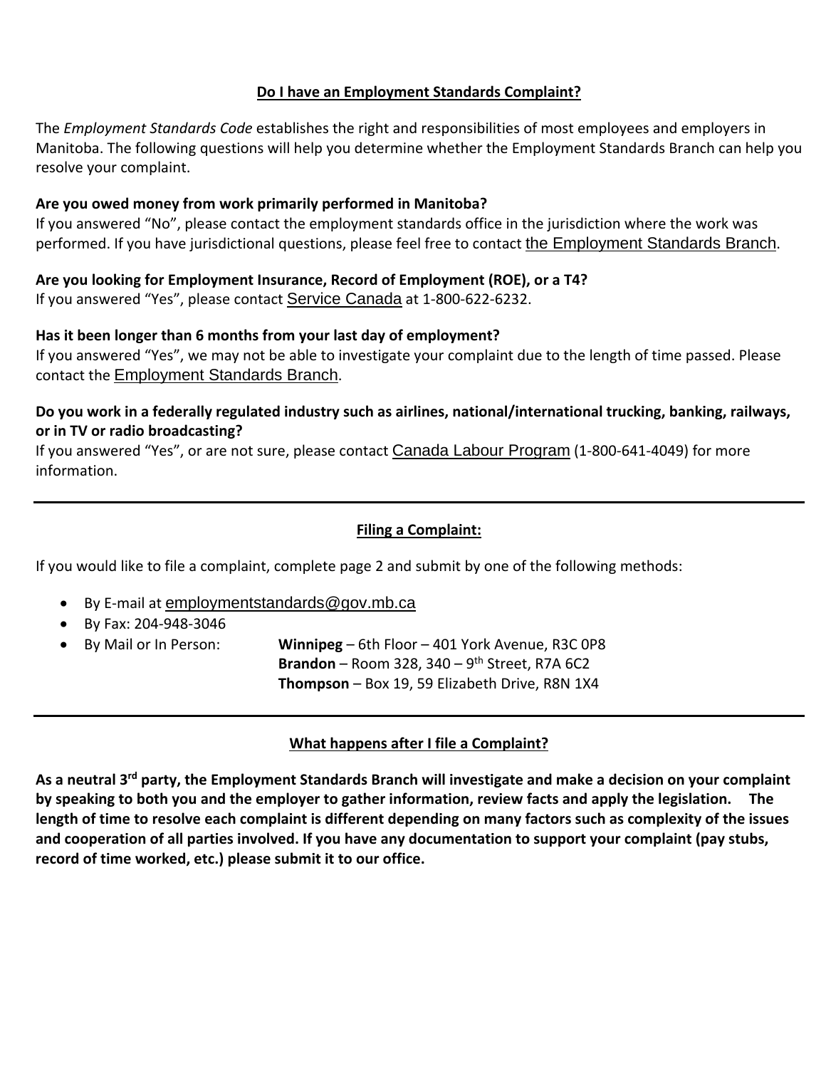## Do I have an Employment Standards Complaint?

The *Employment Standards Code* establishes the right and responsibilities of most employees and employers in Manitoba. The following questions will help you determine whether the Employment Standards Branch can help you resolve your complaint.

**Are you owed money from work primarily performed in Manitoba?**
If you answered "No", please contact the employment standards office in the jurisdiction where the work was performed. If you have jurisdictional questions, please feel free to contact the Employment Standards Branch.

**Are you looking for Employment Insurance, Record of Employment (ROE), or a T4?**
If you answered "Yes", please contact Service Canada at 1-800-622-6232.

**Has it been longer than 6 months from your last day of employment?**
If you answered "Yes", we may not be able to investigate your complaint due to the length of time passed. Please contact the Employment Standards Branch.

**Do you work in a federally regulated industry such as airlines, national/international trucking, banking, railways, or in TV or radio broadcasting?**
If you answered "Yes", or are not sure, please contact Canada Labour Program (1-800-641-4049) for more information.

---

## Filing a Complaint:

If you would like to file a complaint, complete page 2 and submit by one of the following methods:

- By E-mail at employmentstandards@gov.mb.ca
- By Fax: 204-948-3046
- By Mail or In Person:
  - **Winnipeg** – 6th Floor – 401 York Avenue, R3C 0P8
  - **Brandon** – Room 328, 340 – 9th Street, R7A 6C2
  - **Thompson** – Box 19, 59 Elizabeth Drive, R8N 1X4

---

## What happens after I file a Complaint?

**As a neutral 3rd party, the Employment Standards Branch will investigate and make a decision on your complaint by speaking to both you and the employer to gather information, review facts and apply the legislation. The length of time to resolve each complaint is different depending on many factors such as complexity of the issues and cooperation of all parties involved. If you have any documentation to support your complaint (pay stubs, record of time worked, etc.) please submit it to our office.**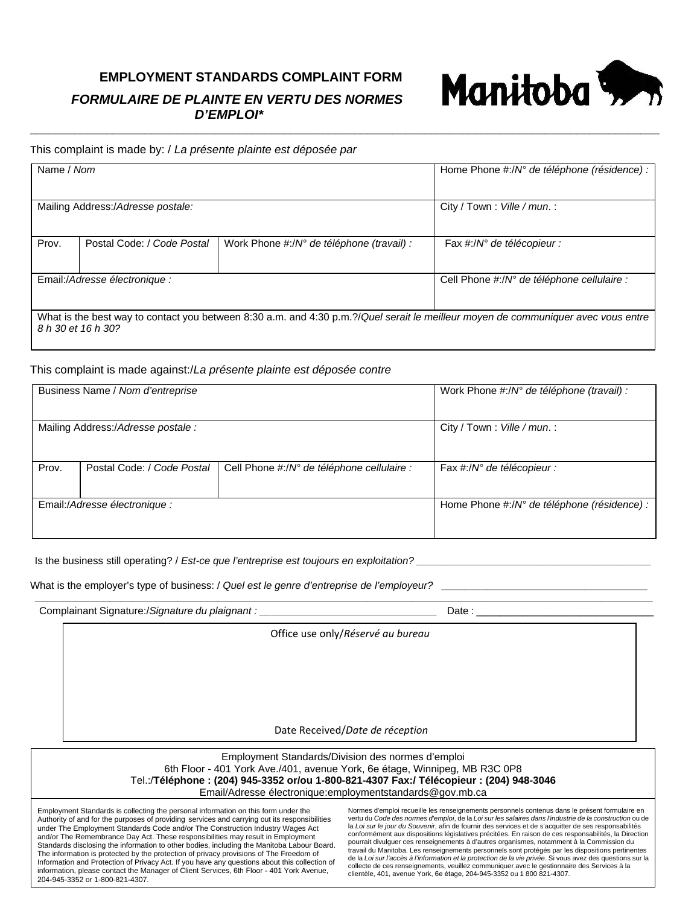# EMPLOYMENT STANDARDS COMPLAINT FORM

## *FORMULAIRE DE PLAINTE EN VERTU DES NORMES D'EMPLOI**

This complaint is made by: / *La présente plainte est déposée par*

| | | | |
|---|---|---|---|
| Name / *Nom* | | | Home Phone #:/*N° de téléphone (résidence) :* |
| Mailing Address:/*Adresse postale:* | | | City / Town : *Ville / mun.* : |
| Prov. | Postal Code: / *Code Postal* | Work Phone #:/*N° de téléphone (travail) :* | Fax #:/*N° de télécopieur :* |
| Email:/*Adresse électronique :* | | | Cell Phone #:/*N° de téléphone cellulaire :* |
| What is the best way to contact you between 8:30 a.m. and 4:30 p.m.?/*Quel serait le meilleur moyen de communiquer avec vous entre 8 h 30 et 16 h 30?* | | | |

This complaint is made against:/*La présente plainte est déposée contre*

| | | | |
|---|---|---|---|
| Business Name / *Nom d'entreprise* | | | Work Phone #:/*N° de téléphone (travail) :* |
| Mailing Address:/*Adresse postale :* | | | City / Town : *Ville / mun.* : |
| Prov. | Postal Code: / *Code Postal* | Cell Phone #:/*N° de téléphone cellulaire :* | Fax #:/*N° de télécopieur :* |
| Email:/*Adresse électronique :* | | | Home Phone #:/*N° de téléphone (résidence) :* |

Is the business still operating? / *Est-ce que l'entreprise est toujours en exploitation?* ___________________________________________

What is the employer's type of business: / *Quel est le genre d'entreprise de l'employeur?* _____________________________________

Complainant Signature:/*Signature du plaignant :* _______________________________ Date : _______________________________

| |
|---|
| Office use only/*Réservé au bureau* |
| Date Received/*Date de réception* |

Employment Standards/Division des normes d'emploi
6th Floor - 401 York Ave./401, avenue York, 6e étage, Winnipeg, MB R3C 0P8
Tel.:/**Téléphone : (204) 945-3352 or/ou 1-800-821-4307 Fax:/ Télécopieur : (204) 948-3046**
Email/Adresse électronique:employmentstandards@gov.mb.ca

Employment Standards is collecting the personal information on this form under the Authority of and for the purposes of providing services and carrying out its responsibilities under The Employment Standards Code and/or The Construction Industry Wages Act and/or The Remembrance Day Act. These responsibilities may result in Employment Standards disclosing the information to other bodies, including the Manitoba Labour Board. The information is protected by the protection of privacy provisions of The Freedom of Information and Protection of Privacy Act. If you have any questions about this collection of information, please contact the Manager of Client Services, 6th Floor - 401 York Avenue, 204-945-3352 or 1-800-821-4307.

Normes d'emploi recueille les renseignements personnels contenus dans le présent formulaire en vertu du *Code des normes d'emploi*, de la *Loi sur les salaires dans l'industrie de la construction* ou de la *Loi sur le jour du Souvenir*, afin de fournir des services et de s'acquitter de ses responsabilités conformément aux dispositions législatives précitées. En raison de ces responsabilités, la Direction pourrait divulguer ces renseignements à d'autres organismes, notamment à la Commission du travail du Manitoba. Les renseignements personnels sont protégés par les dispositions pertinentes de la *Loi sur l'accès à l'information et la protection de la vie privée*. Si vous avez des questions sur la collecte de ces renseignements, veuillez communiquer avec le gestionnaire des Services à la clientèle, 401, avenue York, 6e étage, 204-945-3352 ou 1 800 821-4307.